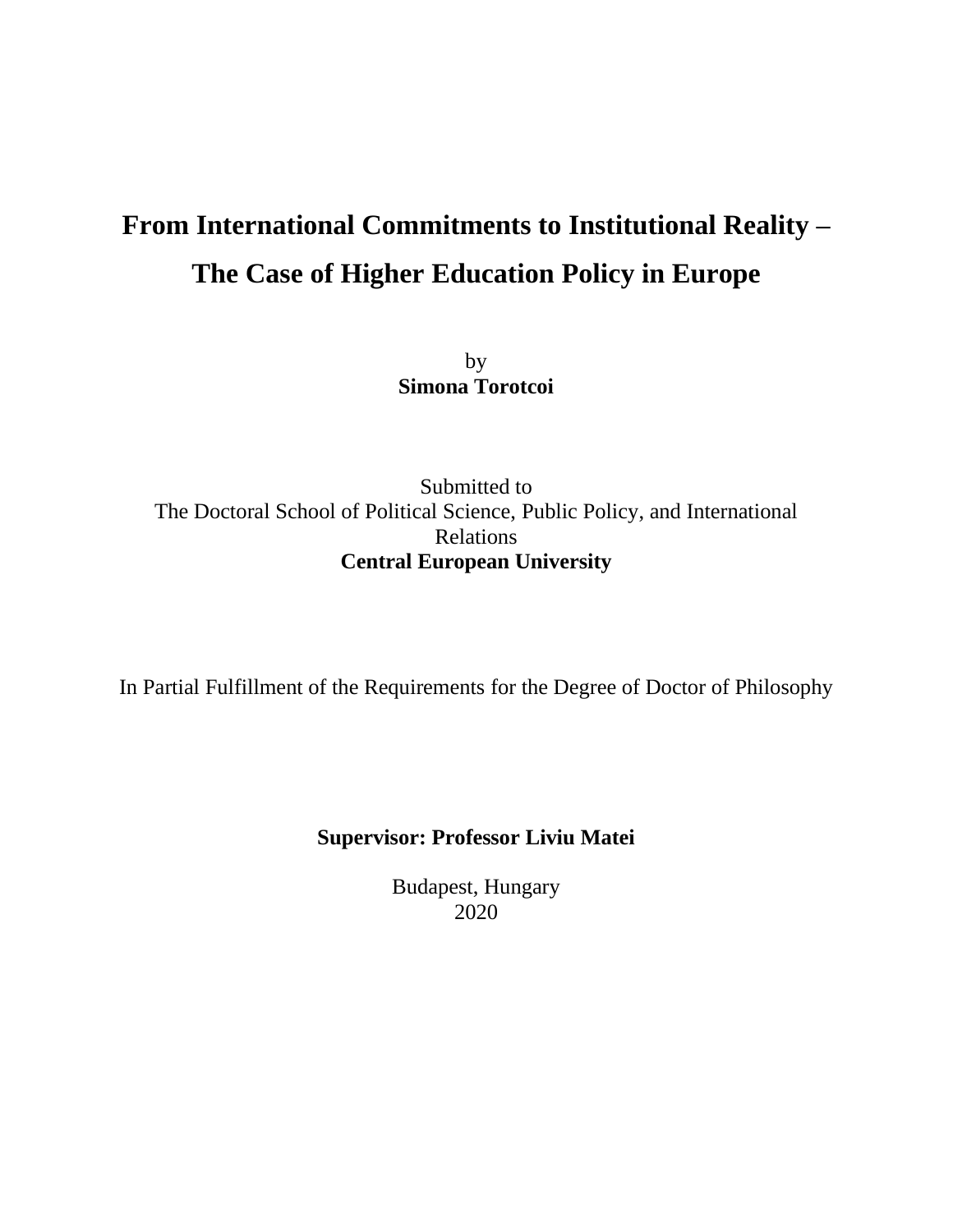# From International Commitments to Institutional Reality – The Case of Higher Education Policy in Europe

by

**Simona Torotcoi**

Submitted to

The Doctoral School of Political Science, Public Policy, and International Relations

**Central European University**

In Partial Fulfillment of the Requirements for the Degree of Doctor of Philosophy

**Supervisor: Professor Liviu Matei**

Budapest, Hungary

2020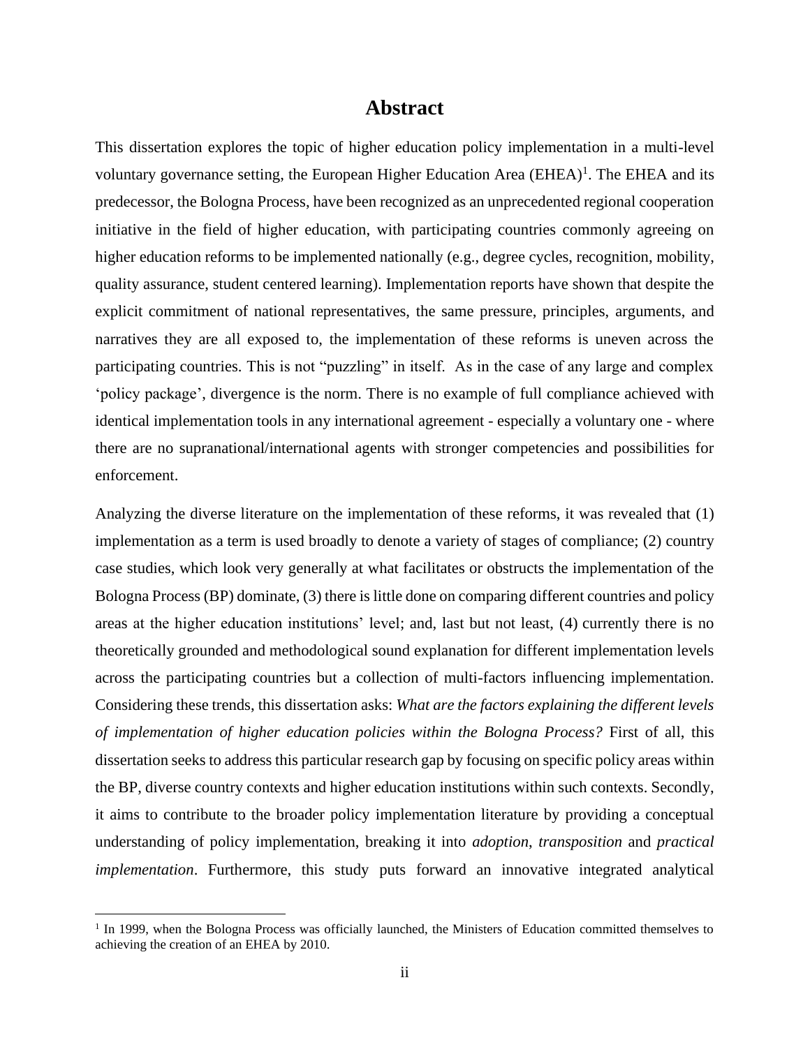# Abstract

This dissertation explores the topic of higher education policy implementation in a multi-level voluntary governance setting, the European Higher Education Area (EHEA)[1]. The EHEA and its predecessor, the Bologna Process, have been recognized as an unprecedented regional cooperation initiative in the field of higher education, with participating countries commonly agreeing on higher education reforms to be implemented nationally (e.g., degree cycles, recognition, mobility, quality assurance, student centered learning). Implementation reports have shown that despite the explicit commitment of national representatives, the same pressure, principles, arguments, and narratives they are all exposed to, the implementation of these reforms is uneven across the participating countries. This is not "puzzling" in itself. As in the case of any large and complex 'policy package', divergence is the norm. There is no example of full compliance achieved with identical implementation tools in any international agreement - especially a voluntary one - where there are no supranational/international agents with stronger competencies and possibilities for enforcement.

Analyzing the diverse literature on the implementation of these reforms, it was revealed that (1) implementation as a term is used broadly to denote a variety of stages of compliance; (2) country case studies, which look very generally at what facilitates or obstructs the implementation of the Bologna Process (BP) dominate, (3) there is little done on comparing different countries and policy areas at the higher education institutions' level; and, last but not least, (4) currently there is no theoretically grounded and methodological sound explanation for different implementation levels across the participating countries but a collection of multi-factors influencing implementation. Considering these trends, this dissertation asks: *What are the factors explaining the different levels of implementation of higher education policies within the Bologna Process?* First of all, this dissertation seeks to address this particular research gap by focusing on specific policy areas within the BP, diverse country contexts and higher education institutions within such contexts. Secondly, it aims to contribute to the broader policy implementation literature by providing a conceptual understanding of policy implementation, breaking it into *adoption*, *transposition* and *practical implementation*. Furthermore, this study puts forward an innovative integrated analytical

[1] In 1999, when the Bologna Process was officially launched, the Ministers of Education committed themselves to achieving the creation of an EHEA by 2010.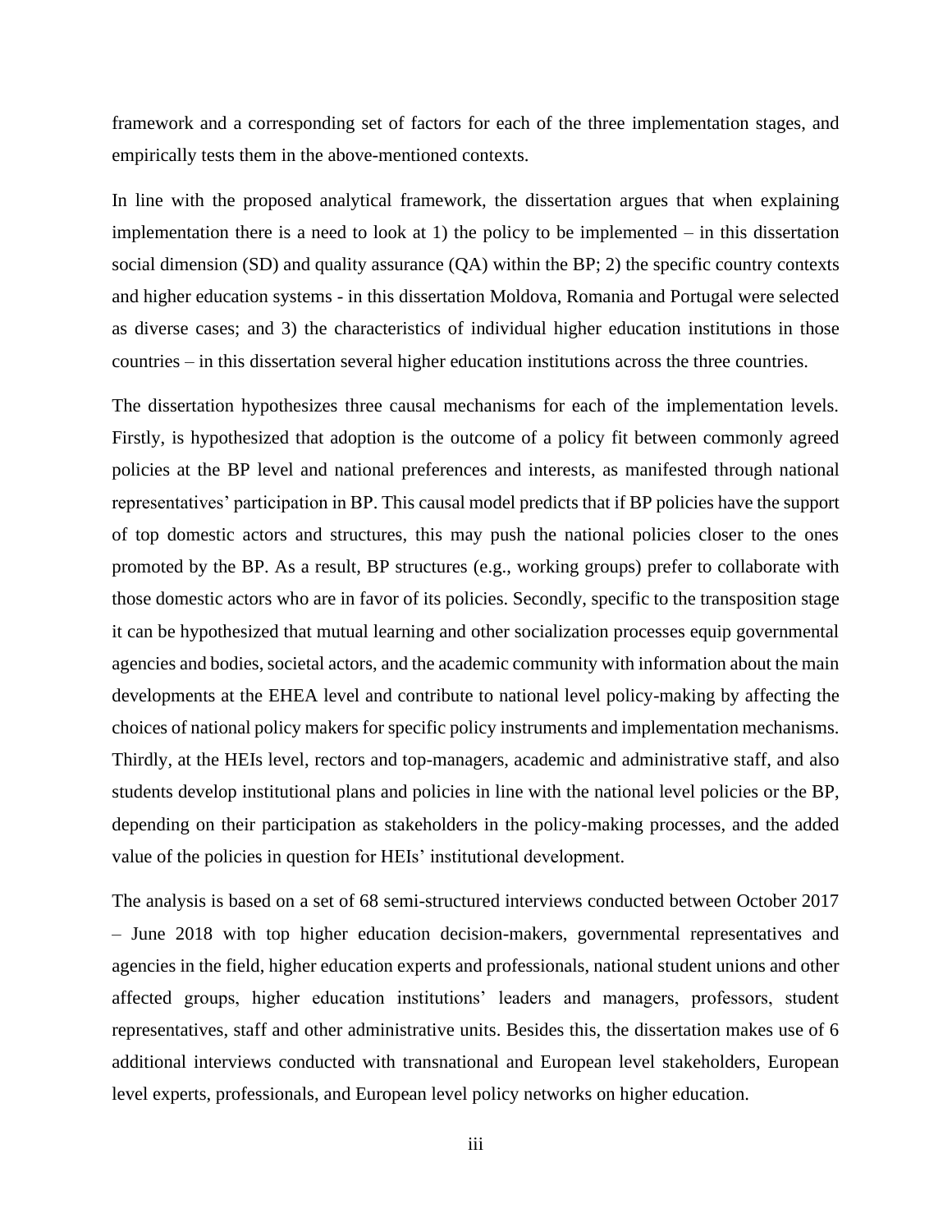framework and a corresponding set of factors for each of the three implementation stages, and empirically tests them in the above-mentioned contexts.

In line with the proposed analytical framework, the dissertation argues that when explaining implementation there is a need to look at 1) the policy to be implemented – in this dissertation social dimension (SD) and quality assurance (QA) within the BP; 2) the specific country contexts and higher education systems - in this dissertation Moldova, Romania and Portugal were selected as diverse cases; and 3) the characteristics of individual higher education institutions in those countries – in this dissertation several higher education institutions across the three countries.

The dissertation hypothesizes three causal mechanisms for each of the implementation levels. Firstly, is hypothesized that adoption is the outcome of a policy fit between commonly agreed policies at the BP level and national preferences and interests, as manifested through national representatives' participation in BP. This causal model predicts that if BP policies have the support of top domestic actors and structures, this may push the national policies closer to the ones promoted by the BP. As a result, BP structures (e.g., working groups) prefer to collaborate with those domestic actors who are in favor of its policies. Secondly, specific to the transposition stage it can be hypothesized that mutual learning and other socialization processes equip governmental agencies and bodies, societal actors, and the academic community with information about the main developments at the EHEA level and contribute to national level policy-making by affecting the choices of national policy makers for specific policy instruments and implementation mechanisms. Thirdly, at the HEIs level, rectors and top-managers, academic and administrative staff, and also students develop institutional plans and policies in line with the national level policies or the BP, depending on their participation as stakeholders in the policy-making processes, and the added value of the policies in question for HEIs' institutional development.

The analysis is based on a set of 68 semi-structured interviews conducted between October 2017 – June 2018 with top higher education decision-makers, governmental representatives and agencies in the field, higher education experts and professionals, national student unions and other affected groups, higher education institutions' leaders and managers, professors, student representatives, staff and other administrative units. Besides this, the dissertation makes use of 6 additional interviews conducted with transnational and European level stakeholders, European level experts, professionals, and European level policy networks on higher education.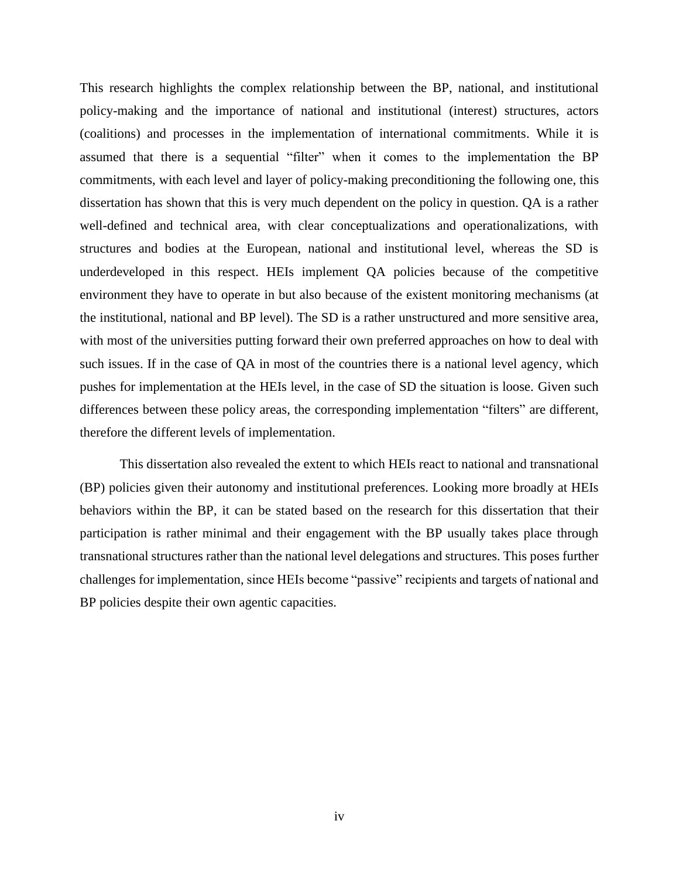This research highlights the complex relationship between the BP, national, and institutional policy-making and the importance of national and institutional (interest) structures, actors (coalitions) and processes in the implementation of international commitments. While it is assumed that there is a sequential "filter" when it comes to the implementation the BP commitments, with each level and layer of policy-making preconditioning the following one, this dissertation has shown that this is very much dependent on the policy in question. QA is a rather well-defined and technical area, with clear conceptualizations and operationalizations, with structures and bodies at the European, national and institutional level, whereas the SD is underdeveloped in this respect. HEIs implement QA policies because of the competitive environment they have to operate in but also because of the existent monitoring mechanisms (at the institutional, national and BP level). The SD is a rather unstructured and more sensitive area, with most of the universities putting forward their own preferred approaches on how to deal with such issues. If in the case of QA in most of the countries there is a national level agency, which pushes for implementation at the HEIs level, in the case of SD the situation is loose. Given such differences between these policy areas, the corresponding implementation "filters" are different, therefore the different levels of implementation.

This dissertation also revealed the extent to which HEIs react to national and transnational (BP) policies given their autonomy and institutional preferences. Looking more broadly at HEIs behaviors within the BP, it can be stated based on the research for this dissertation that their participation is rather minimal and their engagement with the BP usually takes place through transnational structures rather than the national level delegations and structures. This poses further challenges for implementation, since HEIs become "passive" recipients and targets of national and BP policies despite their own agentic capacities.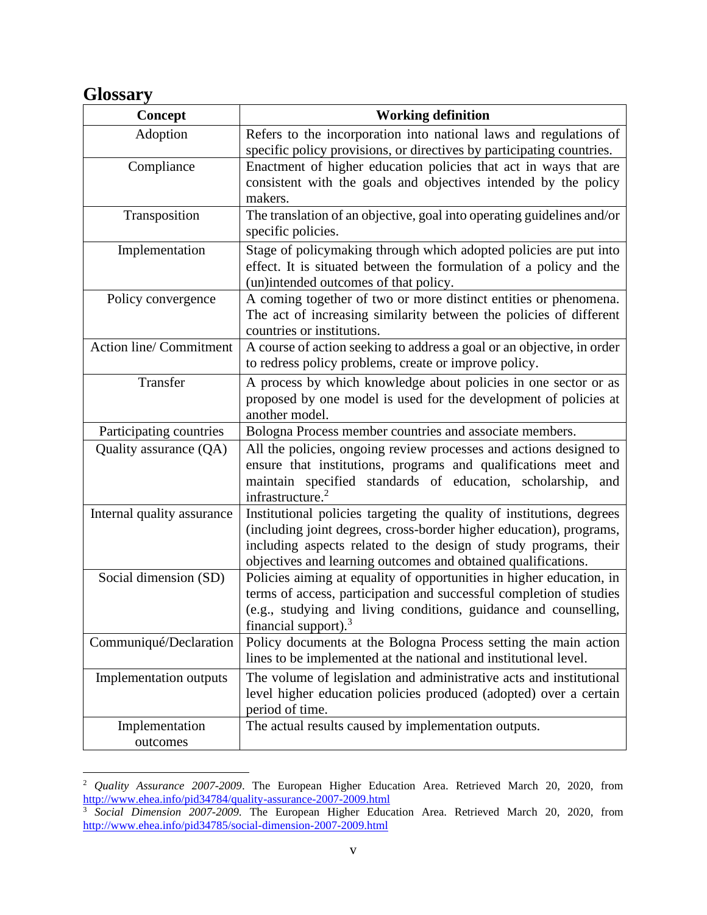# Glossary

| Concept | Working definition |
| --- | --- |
| Adoption | Refers to the incorporation into national laws and regulations of specific policy provisions, or directives by participating countries. |
| Compliance | Enactment of higher education policies that act in ways that are consistent with the goals and objectives intended by the policy makers. |
| Transposition | The translation of an objective, goal into operating guidelines and/or specific policies. |
| Implementation | Stage of policymaking through which adopted policies are put into effect. It is situated between the formulation of a policy and the (un)intended outcomes of that policy. |
| Policy convergence | A coming together of two or more distinct entities or phenomena. The act of increasing similarity between the policies of different countries or institutions. |
| Action line/ Commitment | A course of action seeking to address a goal or an objective, in order to redress policy problems, create or improve policy. |
| Transfer | A process by which knowledge about policies in one sector or as proposed by one model is used for the development of policies at another model. |
| Participating countries | Bologna Process member countries and associate members. |
| Quality assurance (QA) | All the policies, ongoing review processes and actions designed to ensure that institutions, programs and qualifications meet and maintain specified standards of education, scholarship, and infrastructure.[2] |
| Internal quality assurance | Institutional policies targeting the quality of institutions, degrees (including joint degrees, cross-border higher education), programs, including aspects related to the design of study programs, their objectives and learning outcomes and obtained qualifications. |
| Social dimension (SD) | Policies aiming at equality of opportunities in higher education, in terms of access, participation and successful completion of studies (e.g., studying and living conditions, guidance and counselling, financial support).[3] |
| Communiqué/Declaration | Policy documents at the Bologna Process setting the main action lines to be implemented at the national and institutional level. |
| Implementation outputs | The volume of legislation and administrative acts and institutional level higher education policies produced (adopted) over a certain period of time. |
| Implementation outcomes | The actual results caused by implementation outputs. |

[2] *Quality Assurance 2007-2009*. The European Higher Education Area. Retrieved March 20, 2020, from http://www.ehea.info/pid34784/quality-assurance-2007-2009.html

[3] *Social Dimension 2007-2009*. The European Higher Education Area. Retrieved March 20, 2020, from http://www.ehea.info/pid34785/social-dimension-2007-2009.html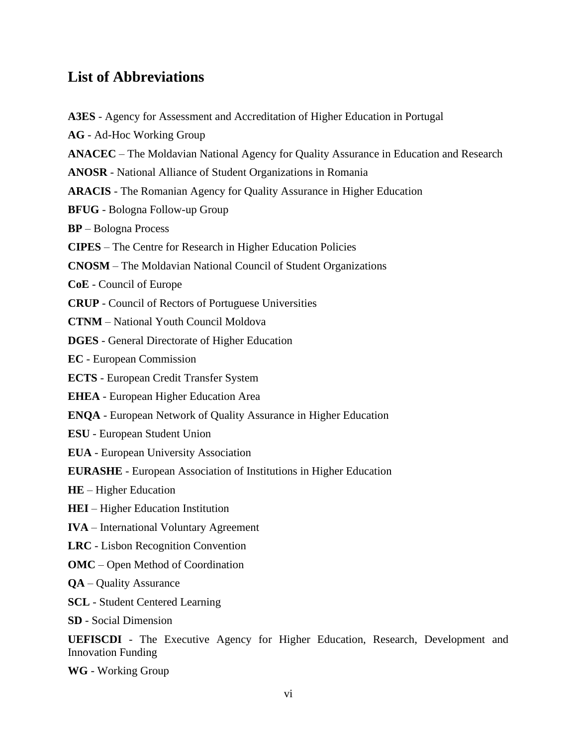## List of Abbreviations

**A3ES** - Agency for Assessment and Accreditation of Higher Education in Portugal

**AG** - Ad-Hoc Working Group

**ANACEC** – The Moldavian National Agency for Quality Assurance in Education and Research

**ANOSR** - National Alliance of Student Organizations in Romania

**ARACIS** - The Romanian Agency for Quality Assurance in Higher Education

**BFUG** - Bologna Follow-up Group

**BP** – Bologna Process

**CIPES** – The Centre for Research in Higher Education Policies

**CNOSM** – The Moldavian National Council of Student Organizations

**CoE** - Council of Europe

**CRUP** - Council of Rectors of Portuguese Universities

**CTNM** – National Youth Council Moldova

**DGES** - General Directorate of Higher Education

**EC** - European Commission

**ECTS** - European Credit Transfer System

**EHEA** - European Higher Education Area

**ENQA** - European Network of Quality Assurance in Higher Education

**ESU** - European Student Union

**EUA** - European University Association

**EURASHE** - European Association of Institutions in Higher Education

**HE** – Higher Education

**HEI** – Higher Education Institution

**IVA** – International Voluntary Agreement

**LRC** - Lisbon Recognition Convention

**OMC** – Open Method of Coordination

**QA** – Quality Assurance

**SCL** - Student Centered Learning

**SD** - Social Dimension

**UEFISCDI** - The Executive Agency for Higher Education, Research, Development and Innovation Funding

**WG** - Working Group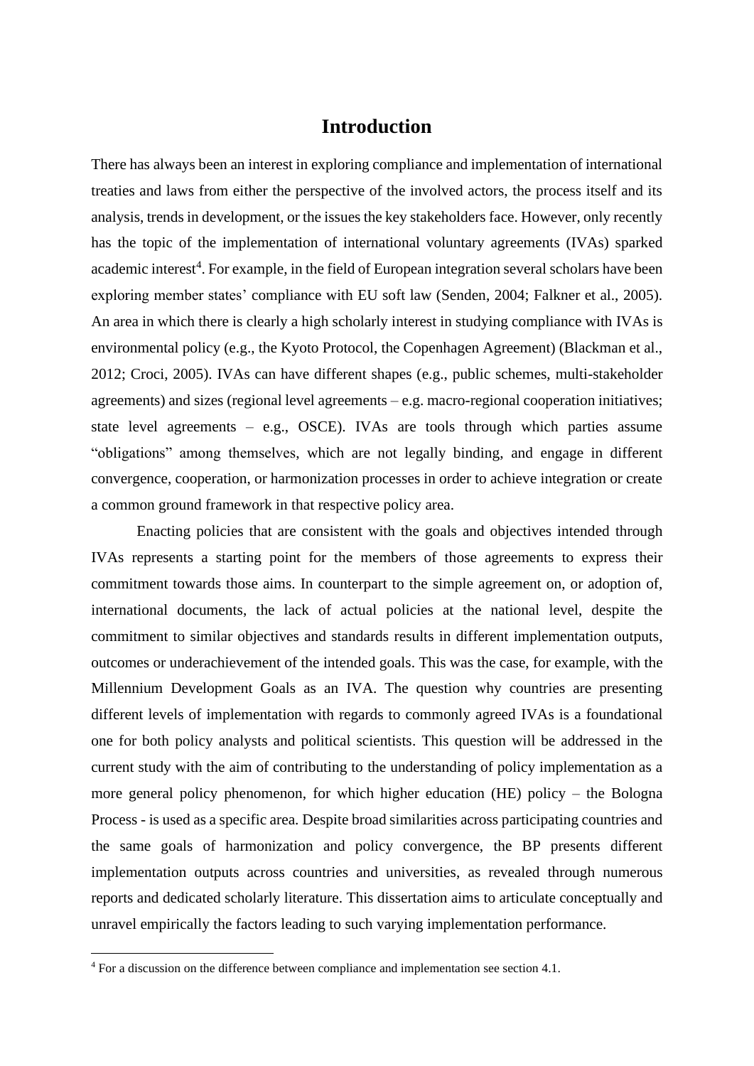# Introduction

There has always been an interest in exploring compliance and implementation of international treaties and laws from either the perspective of the involved actors, the process itself and its analysis, trends in development, or the issues the key stakeholders face. However, only recently has the topic of the implementation of international voluntary agreements (IVAs) sparked academic interest[4]. For example, in the field of European integration several scholars have been exploring member states' compliance with EU soft law (Senden, 2004; Falkner et al., 2005). An area in which there is clearly a high scholarly interest in studying compliance with IVAs is environmental policy (e.g., the Kyoto Protocol, the Copenhagen Agreement) (Blackman et al., 2012; Croci, 2005). IVAs can have different shapes (e.g., public schemes, multi-stakeholder agreements) and sizes (regional level agreements – e.g. macro-regional cooperation initiatives; state level agreements – e.g., OSCE). IVAs are tools through which parties assume "obligations" among themselves, which are not legally binding, and engage in different convergence, cooperation, or harmonization processes in order to achieve integration or create a common ground framework in that respective policy area.

Enacting policies that are consistent with the goals and objectives intended through IVAs represents a starting point for the members of those agreements to express their commitment towards those aims. In counterpart to the simple agreement on, or adoption of, international documents, the lack of actual policies at the national level, despite the commitment to similar objectives and standards results in different implementation outputs, outcomes or underachievement of the intended goals. This was the case, for example, with the Millennium Development Goals as an IVA. The question why countries are presenting different levels of implementation with regards to commonly agreed IVAs is a foundational one for both policy analysts and political scientists. This question will be addressed in the current study with the aim of contributing to the understanding of policy implementation as a more general policy phenomenon, for which higher education (HE) policy – the Bologna Process - is used as a specific area. Despite broad similarities across participating countries and the same goals of harmonization and policy convergence, the BP presents different implementation outputs across countries and universities, as revealed through numerous reports and dedicated scholarly literature. This dissertation aims to articulate conceptually and unravel empirically the factors leading to such varying implementation performance.

[4] For a discussion on the difference between compliance and implementation see section 4.1.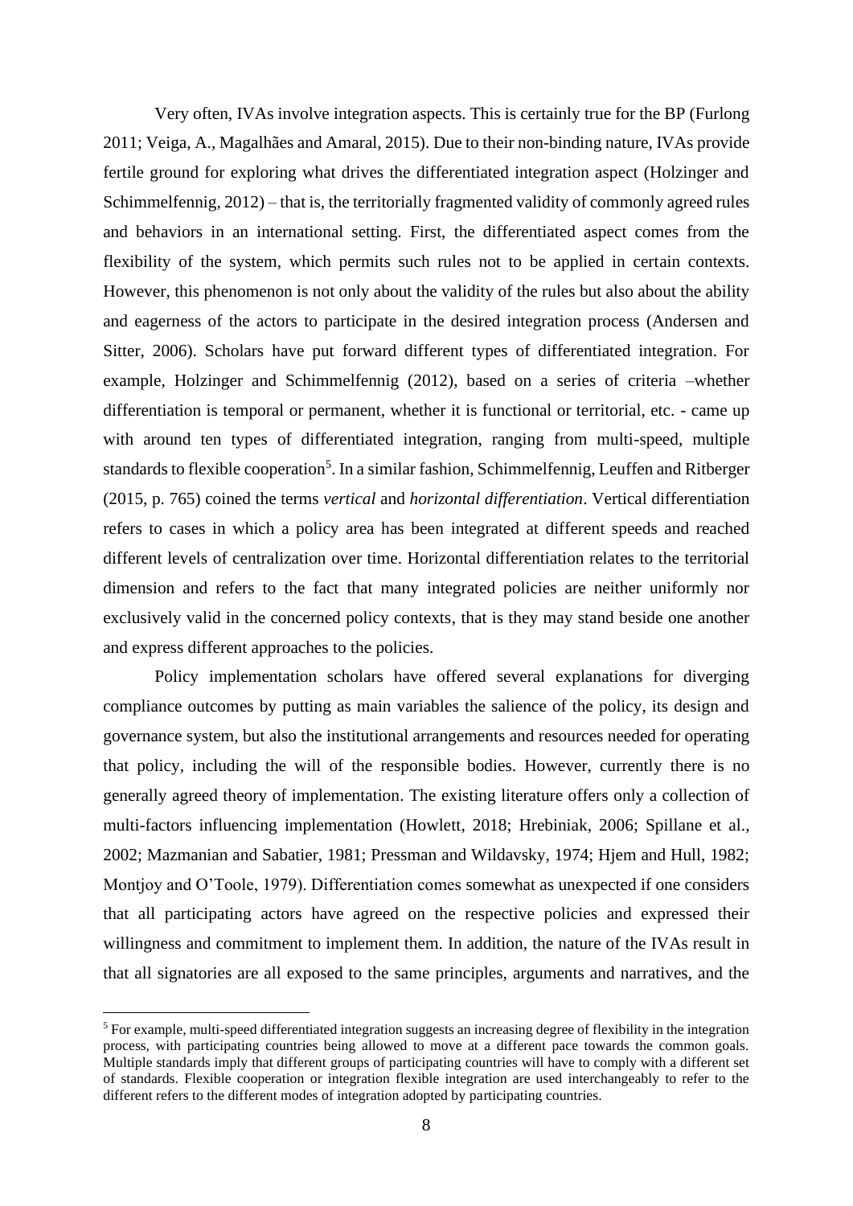Very often, IVAs involve integration aspects. This is certainly true for the BP (Furlong 2011; Veiga, A., Magalhães and Amaral, 2015). Due to their non-binding nature, IVAs provide fertile ground for exploring what drives the differentiated integration aspect (Holzinger and Schimmelfennig, 2012) – that is, the territorially fragmented validity of commonly agreed rules and behaviors in an international setting. First, the differentiated aspect comes from the flexibility of the system, which permits such rules not to be applied in certain contexts. However, this phenomenon is not only about the validity of the rules but also about the ability and eagerness of the actors to participate in the desired integration process (Andersen and Sitter, 2006). Scholars have put forward different types of differentiated integration. For example, Holzinger and Schimmelfennig (2012), based on a series of criteria –whether differentiation is temporal or permanent, whether it is functional or territorial, etc. - came up with around ten types of differentiated integration, ranging from multi-speed, multiple standards to flexible cooperation[5]. In a similar fashion, Schimmelfennig, Leuffen and Ritberger (2015, p. 765) coined the terms *vertical* and *horizontal differentiation*. Vertical differentiation refers to cases in which a policy area has been integrated at different speeds and reached different levels of centralization over time. Horizontal differentiation relates to the territorial dimension and refers to the fact that many integrated policies are neither uniformly nor exclusively valid in the concerned policy contexts, that is they may stand beside one another and express different approaches to the policies.

Policy implementation scholars have offered several explanations for diverging compliance outcomes by putting as main variables the salience of the policy, its design and governance system, but also the institutional arrangements and resources needed for operating that policy, including the will of the responsible bodies. However, currently there is no generally agreed theory of implementation. The existing literature offers only a collection of multi-factors influencing implementation (Howlett, 2018; Hrebiniak, 2006; Spillane et al., 2002; Mazmanian and Sabatier, 1981; Pressman and Wildavsky, 1974; Hjem and Hull, 1982; Montjoy and O'Toole, 1979). Differentiation comes somewhat as unexpected if one considers that all participating actors have agreed on the respective policies and expressed their willingness and commitment to implement them. In addition, the nature of the IVAs result in that all signatories are all exposed to the same principles, arguments and narratives, and the

[5] For example, multi-speed differentiated integration suggests an increasing degree of flexibility in the integration process, with participating countries being allowed to move at a different pace towards the common goals. Multiple standards imply that different groups of participating countries will have to comply with a different set of standards. Flexible cooperation or integration flexible integration are used interchangeably to refer to the different refers to the different modes of integration adopted by participating countries.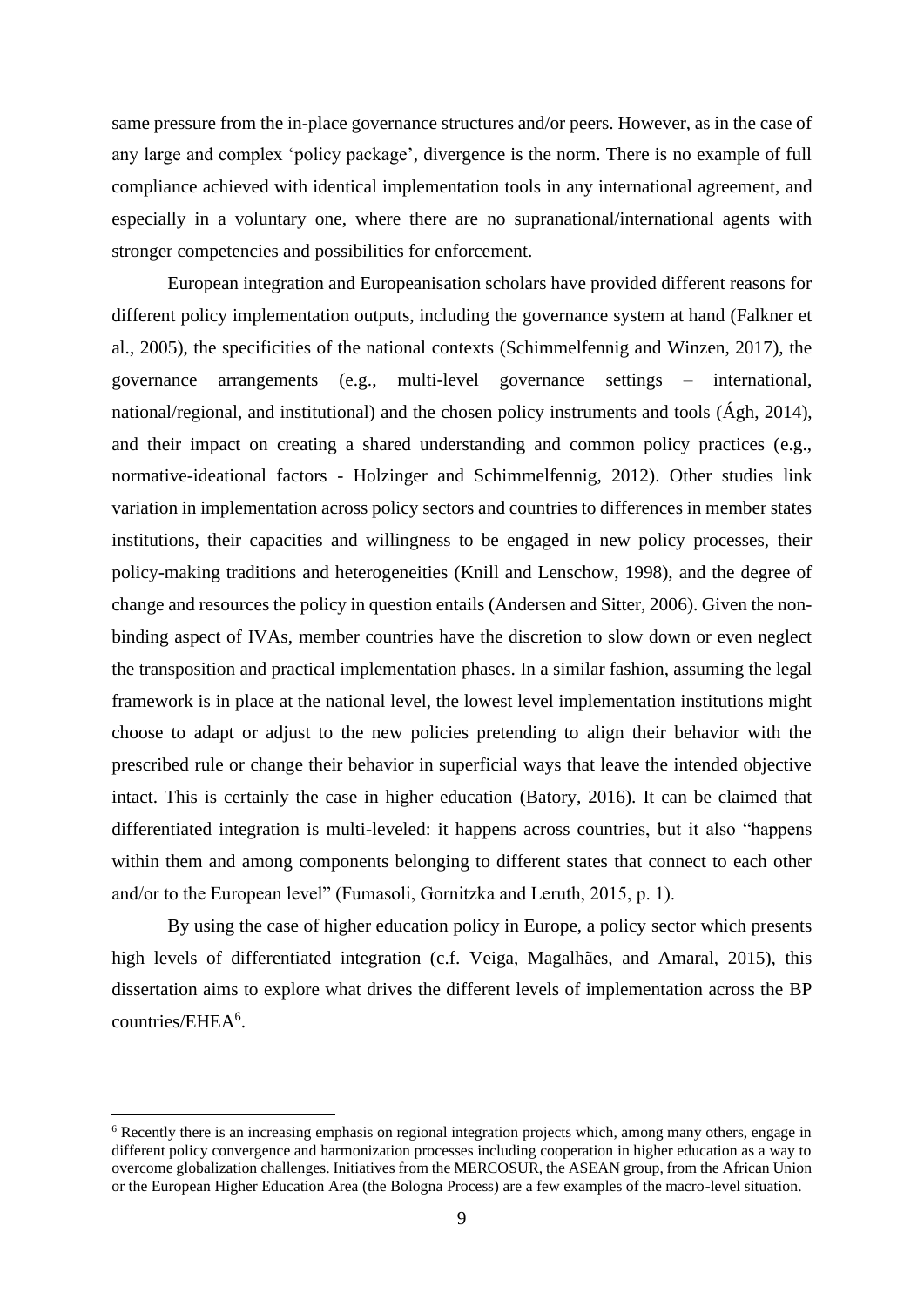same pressure from the in-place governance structures and/or peers. However, as in the case of any large and complex 'policy package', divergence is the norm. There is no example of full compliance achieved with identical implementation tools in any international agreement, and especially in a voluntary one, where there are no supranational/international agents with stronger competencies and possibilities for enforcement.

European integration and Europeanisation scholars have provided different reasons for different policy implementation outputs, including the governance system at hand (Falkner et al., 2005), the specificities of the national contexts (Schimmelfennig and Winzen, 2017), the governance arrangements (e.g., multi-level governance settings – international, national/regional, and institutional) and the chosen policy instruments and tools (Ágh, 2014), and their impact on creating a shared understanding and common policy practices (e.g., normative-ideational factors - Holzinger and Schimmelfennig, 2012). Other studies link variation in implementation across policy sectors and countries to differences in member states institutions, their capacities and willingness to be engaged in new policy processes, their policy-making traditions and heterogeneities (Knill and Lenschow, 1998), and the degree of change and resources the policy in question entails (Andersen and Sitter, 2006). Given the non-binding aspect of IVAs, member countries have the discretion to slow down or even neglect the transposition and practical implementation phases. In a similar fashion, assuming the legal framework is in place at the national level, the lowest level implementation institutions might choose to adapt or adjust to the new policies pretending to align their behavior with the prescribed rule or change their behavior in superficial ways that leave the intended objective intact. This is certainly the case in higher education (Batory, 2016). It can be claimed that differentiated integration is multi-leveled: it happens across countries, but it also "happens within them and among components belonging to different states that connect to each other and/or to the European level" (Fumasoli, Gornitzka and Leruth, 2015, p. 1).

By using the case of higher education policy in Europe, a policy sector which presents high levels of differentiated integration (c.f. Veiga, Magalhães, and Amaral, 2015), this dissertation aims to explore what drives the different levels of implementation across the BP countries/EHEA[6].

[6] Recently there is an increasing emphasis on regional integration projects which, among many others, engage in different policy convergence and harmonization processes including cooperation in higher education as a way to overcome globalization challenges. Initiatives from the MERCOSUR, the ASEAN group, from the African Union or the European Higher Education Area (the Bologna Process) are a few examples of the macro-level situation.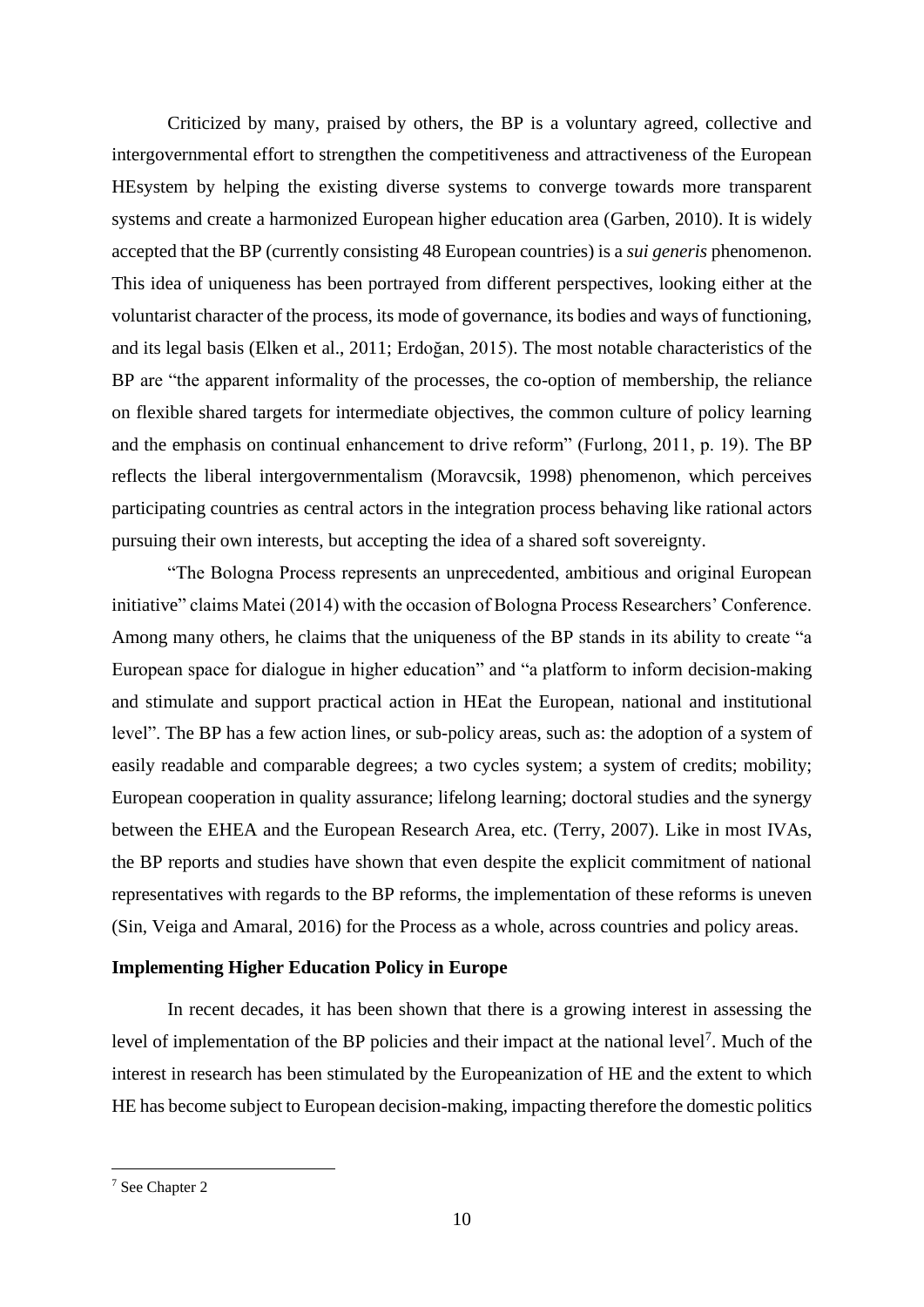Criticized by many, praised by others, the BP is a voluntary agreed, collective and intergovernmental effort to strengthen the competitiveness and attractiveness of the European HEsystem by helping the existing diverse systems to converge towards more transparent systems and create a harmonized European higher education area (Garben, 2010). It is widely accepted that the BP (currently consisting 48 European countries) is a *sui generis* phenomenon. This idea of uniqueness has been portrayed from different perspectives, looking either at the voluntarist character of the process, its mode of governance, its bodies and ways of functioning, and its legal basis (Elken et al., 2011; Erdoğan, 2015). The most notable characteristics of the BP are "the apparent informality of the processes, the co-option of membership, the reliance on flexible shared targets for intermediate objectives, the common culture of policy learning and the emphasis on continual enhancement to drive reform" (Furlong, 2011, p. 19). The BP reflects the liberal intergovernmentalism (Moravcsik, 1998) phenomenon, which perceives participating countries as central actors in the integration process behaving like rational actors pursuing their own interests, but accepting the idea of a shared soft sovereignty.

"The Bologna Process represents an unprecedented, ambitious and original European initiative" claims Matei (2014) with the occasion of Bologna Process Researchers' Conference. Among many others, he claims that the uniqueness of the BP stands in its ability to create "a European space for dialogue in higher education" and "a platform to inform decision-making and stimulate and support practical action in HEat the European, national and institutional level". The BP has a few action lines, or sub-policy areas, such as: the adoption of a system of easily readable and comparable degrees; a two cycles system; a system of credits; mobility; European cooperation in quality assurance; lifelong learning; doctoral studies and the synergy between the EHEA and the European Research Area, etc. (Terry, 2007). Like in most IVAs, the BP reports and studies have shown that even despite the explicit commitment of national representatives with regards to the BP reforms, the implementation of these reforms is uneven (Sin, Veiga and Amaral, 2016) for the Process as a whole, across countries and policy areas.

**Implementing Higher Education Policy in Europe**

In recent decades, it has been shown that there is a growing interest in assessing the level of implementation of the BP policies and their impact at the national level[7]. Much of the interest in research has been stimulated by the Europeanization of HE and the extent to which HE has become subject to European decision-making, impacting therefore the domestic politics

[7] See Chapter 2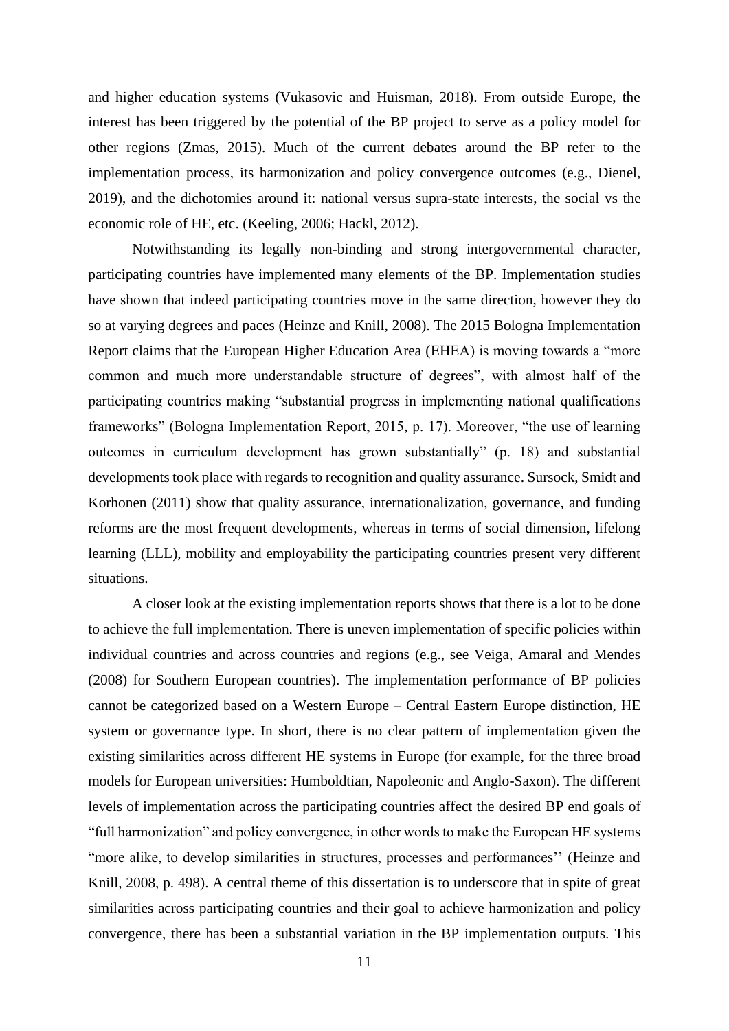and higher education systems (Vukasovic and Huisman, 2018). From outside Europe, the interest has been triggered by the potential of the BP project to serve as a policy model for other regions (Zmas, 2015). Much of the current debates around the BP refer to the implementation process, its harmonization and policy convergence outcomes (e.g., Dienel, 2019), and the dichotomies around it: national versus supra-state interests, the social vs the economic role of HE, etc. (Keeling, 2006; Hackl, 2012).

Notwithstanding its legally non-binding and strong intergovernmental character, participating countries have implemented many elements of the BP. Implementation studies have shown that indeed participating countries move in the same direction, however they do so at varying degrees and paces (Heinze and Knill, 2008). The 2015 Bologna Implementation Report claims that the European Higher Education Area (EHEA) is moving towards a "more common and much more understandable structure of degrees", with almost half of the participating countries making "substantial progress in implementing national qualifications frameworks" (Bologna Implementation Report, 2015, p. 17). Moreover, "the use of learning outcomes in curriculum development has grown substantially" (p. 18) and substantial developments took place with regards to recognition and quality assurance. Sursock, Smidt and Korhonen (2011) show that quality assurance, internationalization, governance, and funding reforms are the most frequent developments, whereas in terms of social dimension, lifelong learning (LLL), mobility and employability the participating countries present very different situations.

A closer look at the existing implementation reports shows that there is a lot to be done to achieve the full implementation. There is uneven implementation of specific policies within individual countries and across countries and regions (e.g., see Veiga, Amaral and Mendes (2008) for Southern European countries). The implementation performance of BP policies cannot be categorized based on a Western Europe – Central Eastern Europe distinction, HE system or governance type. In short, there is no clear pattern of implementation given the existing similarities across different HE systems in Europe (for example, for the three broad models for European universities: Humboldtian, Napoleonic and Anglo-Saxon). The different levels of implementation across the participating countries affect the desired BP end goals of "full harmonization" and policy convergence, in other words to make the European HE systems "more alike, to develop similarities in structures, processes and performances'' (Heinze and Knill, 2008, p. 498). A central theme of this dissertation is to underscore that in spite of great similarities across participating countries and their goal to achieve harmonization and policy convergence, there has been a substantial variation in the BP implementation outputs. This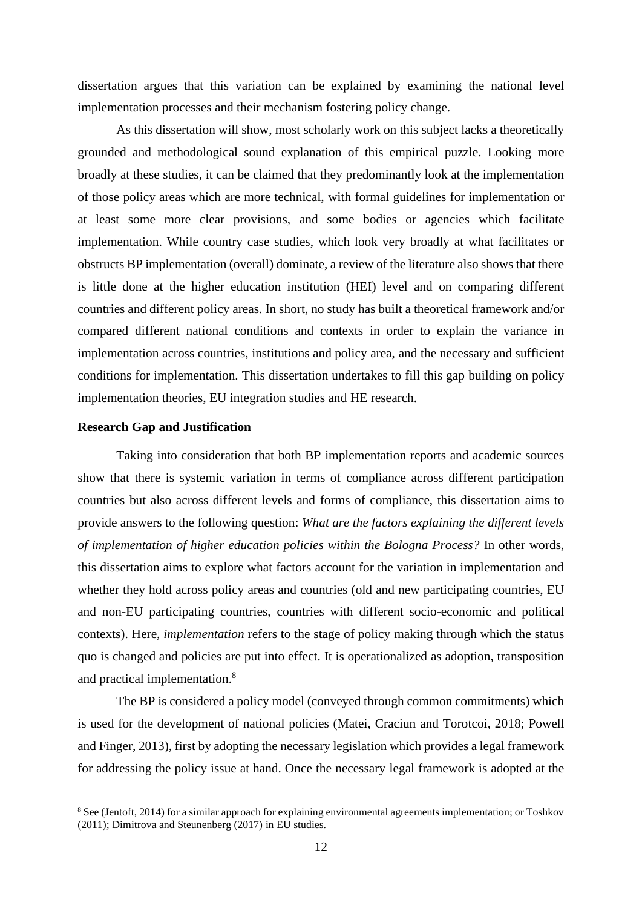dissertation argues that this variation can be explained by examining the national level implementation processes and their mechanism fostering policy change.

As this dissertation will show, most scholarly work on this subject lacks a theoretically grounded and methodological sound explanation of this empirical puzzle. Looking more broadly at these studies, it can be claimed that they predominantly look at the implementation of those policy areas which are more technical, with formal guidelines for implementation or at least some more clear provisions, and some bodies or agencies which facilitate implementation. While country case studies, which look very broadly at what facilitates or obstructs BP implementation (overall) dominate, a review of the literature also shows that there is little done at the higher education institution (HEI) level and on comparing different countries and different policy areas. In short, no study has built a theoretical framework and/or compared different national conditions and contexts in order to explain the variance in implementation across countries, institutions and policy area, and the necessary and sufficient conditions for implementation. This dissertation undertakes to fill this gap building on policy implementation theories, EU integration studies and HE research.

**Research Gap and Justification**

Taking into consideration that both BP implementation reports and academic sources show that there is systemic variation in terms of compliance across different participation countries but also across different levels and forms of compliance, this dissertation aims to provide answers to the following question: *What are the factors explaining the different levels of implementation of higher education policies within the Bologna Process?* In other words, this dissertation aims to explore what factors account for the variation in implementation and whether they hold across policy areas and countries (old and new participating countries, EU and non-EU participating countries, countries with different socio-economic and political contexts). Here, *implementation* refers to the stage of policy making through which the status quo is changed and policies are put into effect. It is operationalized as adoption, transposition and practical implementation.[8]

The BP is considered a policy model (conveyed through common commitments) which is used for the development of national policies (Matei, Craciun and Torotcoi, 2018; Powell and Finger, 2013), first by adopting the necessary legislation which provides a legal framework for addressing the policy issue at hand. Once the necessary legal framework is adopted at the

[8] See (Jentoft, 2014) for a similar approach for explaining environmental agreements implementation; or Toshkov (2011); Dimitrova and Steunenberg (2017) in EU studies.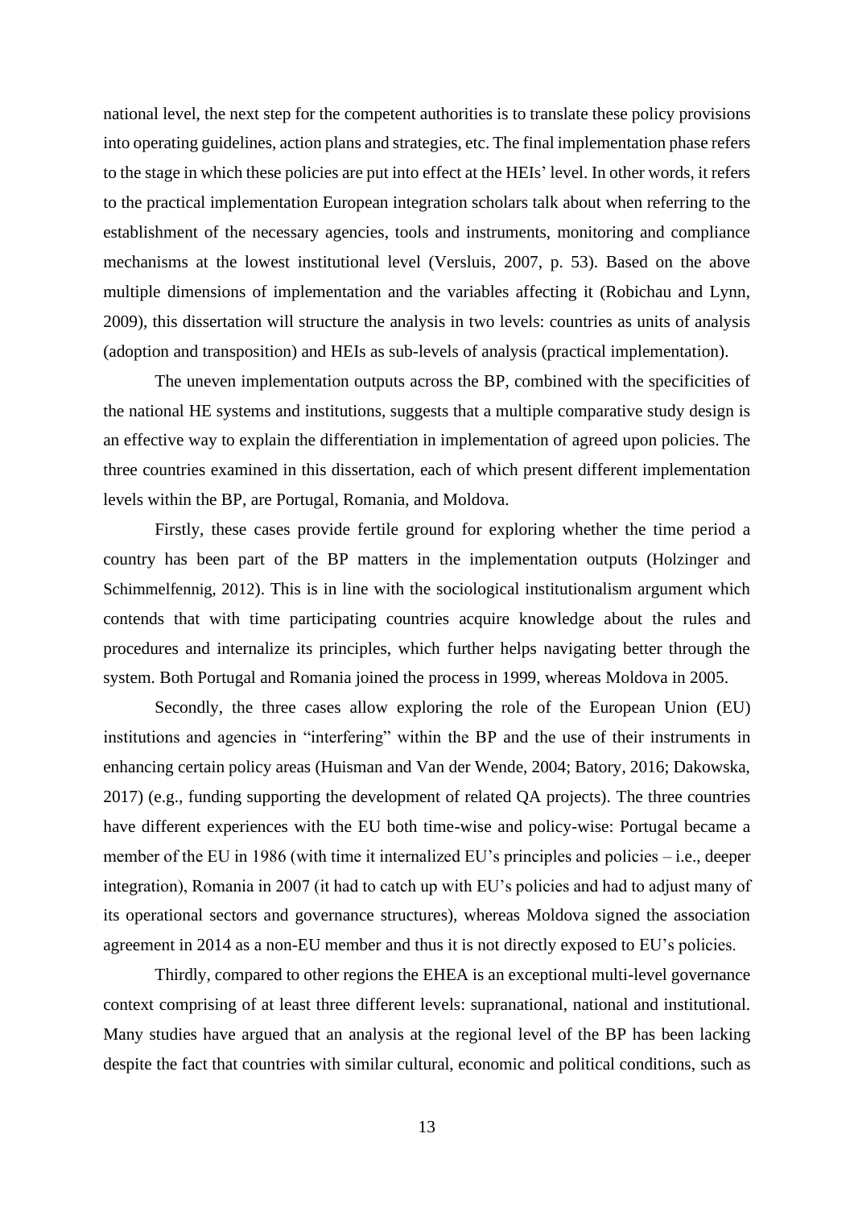national level, the next step for the competent authorities is to translate these policy provisions into operating guidelines, action plans and strategies, etc. The final implementation phase refers to the stage in which these policies are put into effect at the HEIs' level. In other words, it refers to the practical implementation European integration scholars talk about when referring to the establishment of the necessary agencies, tools and instruments, monitoring and compliance mechanisms at the lowest institutional level (Versluis, 2007, p. 53). Based on the above multiple dimensions of implementation and the variables affecting it (Robichau and Lynn, 2009), this dissertation will structure the analysis in two levels: countries as units of analysis (adoption and transposition) and HEIs as sub-levels of analysis (practical implementation).

The uneven implementation outputs across the BP, combined with the specificities of the national HE systems and institutions, suggests that a multiple comparative study design is an effective way to explain the differentiation in implementation of agreed upon policies. The three countries examined in this dissertation, each of which present different implementation levels within the BP, are Portugal, Romania, and Moldova.

Firstly, these cases provide fertile ground for exploring whether the time period a country has been part of the BP matters in the implementation outputs (Holzinger and Schimmelfennig, 2012). This is in line with the sociological institutionalism argument which contends that with time participating countries acquire knowledge about the rules and procedures and internalize its principles, which further helps navigating better through the system. Both Portugal and Romania joined the process in 1999, whereas Moldova in 2005.

Secondly, the three cases allow exploring the role of the European Union (EU) institutions and agencies in "interfering" within the BP and the use of their instruments in enhancing certain policy areas (Huisman and Van der Wende, 2004; Batory, 2016; Dakowska, 2017) (e.g., funding supporting the development of related QA projects). The three countries have different experiences with the EU both time-wise and policy-wise: Portugal became a member of the EU in 1986 (with time it internalized EU's principles and policies – i.e., deeper integration), Romania in 2007 (it had to catch up with EU's policies and had to adjust many of its operational sectors and governance structures), whereas Moldova signed the association agreement in 2014 as a non-EU member and thus it is not directly exposed to EU's policies.

Thirdly, compared to other regions the EHEA is an exceptional multi-level governance context comprising of at least three different levels: supranational, national and institutional. Many studies have argued that an analysis at the regional level of the BP has been lacking despite the fact that countries with similar cultural, economic and political conditions, such as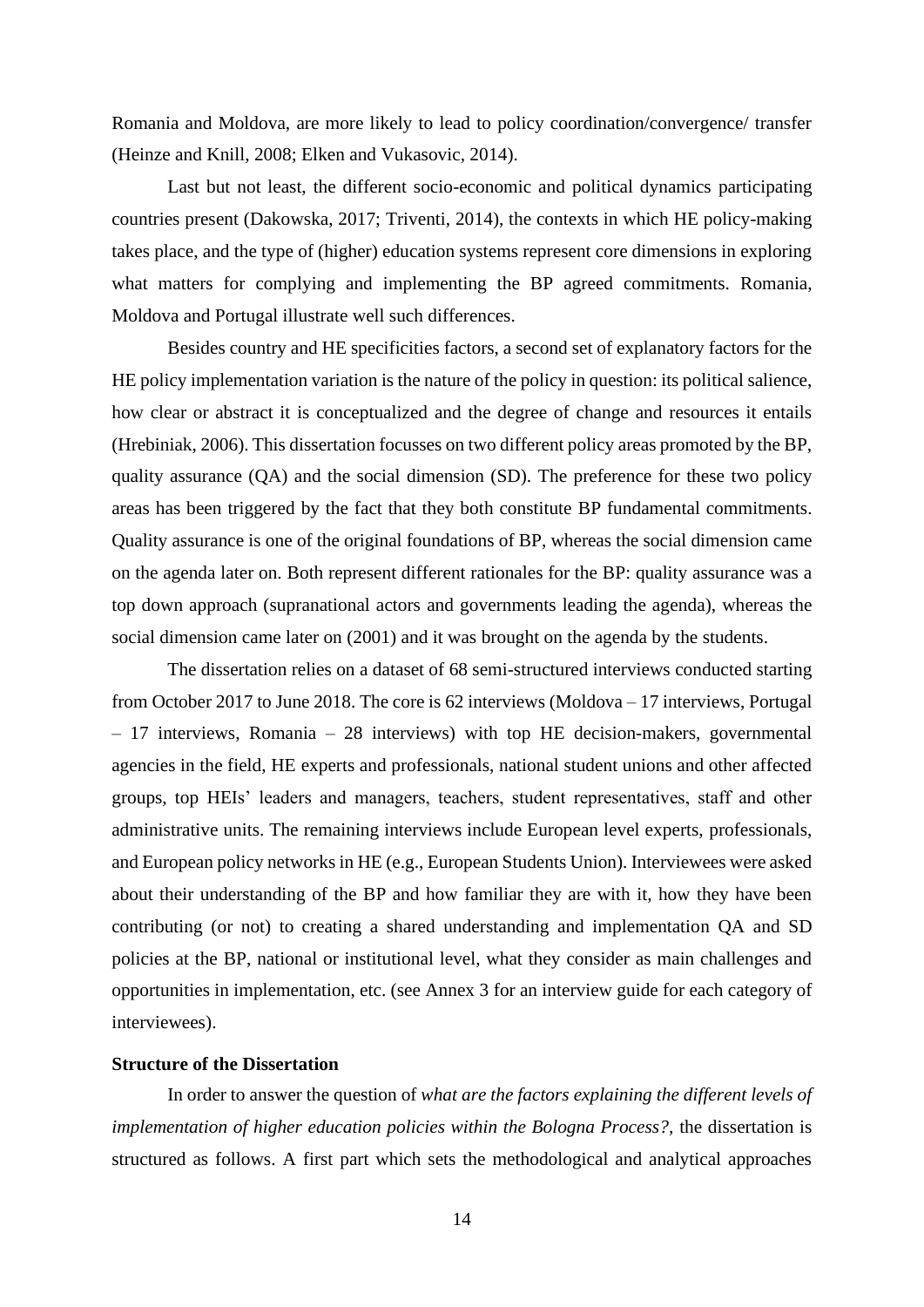Romania and Moldova, are more likely to lead to policy coordination/convergence/ transfer (Heinze and Knill, 2008; Elken and Vukasovic, 2014).

Last but not least, the different socio-economic and political dynamics participating countries present (Dakowska, 2017; Triventi, 2014), the contexts in which HE policy-making takes place, and the type of (higher) education systems represent core dimensions in exploring what matters for complying and implementing the BP agreed commitments. Romania, Moldova and Portugal illustrate well such differences.

Besides country and HE specificities factors, a second set of explanatory factors for the HE policy implementation variation is the nature of the policy in question: its political salience, how clear or abstract it is conceptualized and the degree of change and resources it entails (Hrebiniak, 2006). This dissertation focusses on two different policy areas promoted by the BP, quality assurance (QA) and the social dimension (SD). The preference for these two policy areas has been triggered by the fact that they both constitute BP fundamental commitments. Quality assurance is one of the original foundations of BP, whereas the social dimension came on the agenda later on. Both represent different rationales for the BP: quality assurance was a top down approach (supranational actors and governments leading the agenda), whereas the social dimension came later on (2001) and it was brought on the agenda by the students.

The dissertation relies on a dataset of 68 semi-structured interviews conducted starting from October 2017 to June 2018. The core is 62 interviews (Moldova – 17 interviews, Portugal – 17 interviews, Romania – 28 interviews) with top HE decision-makers, governmental agencies in the field, HE experts and professionals, national student unions and other affected groups, top HEIs' leaders and managers, teachers, student representatives, staff and other administrative units. The remaining interviews include European level experts, professionals, and European policy networks in HE (e.g., European Students Union). Interviewees were asked about their understanding of the BP and how familiar they are with it, how they have been contributing (or not) to creating a shared understanding and implementation QA and SD policies at the BP, national or institutional level, what they consider as main challenges and opportunities in implementation, etc. (see Annex 3 for an interview guide for each category of interviewees).

**Structure of the Dissertation**

In order to answer the question of *what are the factors explaining the different levels of implementation of higher education policies within the Bologna Process?*, the dissertation is structured as follows. A first part which sets the methodological and analytical approaches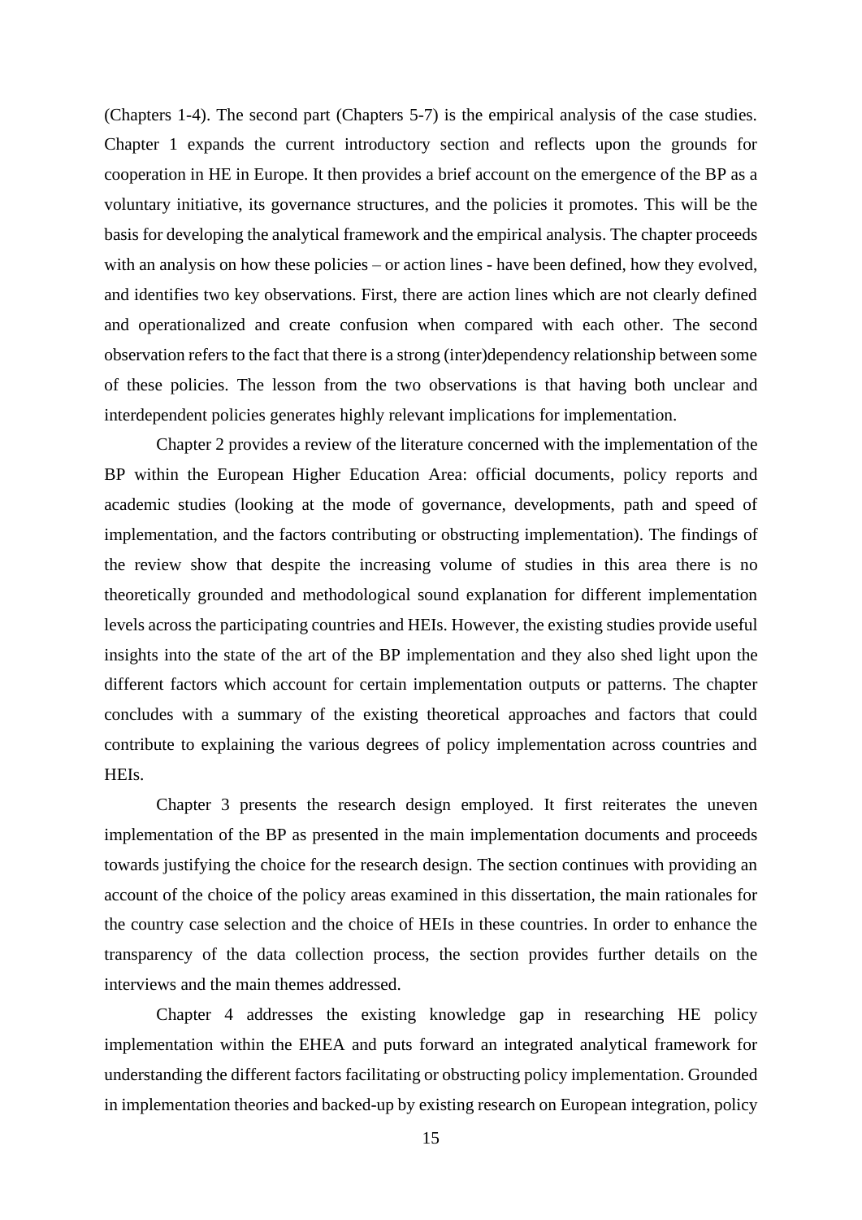(Chapters 1-4). The second part (Chapters 5-7) is the empirical analysis of the case studies. Chapter 1 expands the current introductory section and reflects upon the grounds for cooperation in HE in Europe. It then provides a brief account on the emergence of the BP as a voluntary initiative, its governance structures, and the policies it promotes. This will be the basis for developing the analytical framework and the empirical analysis. The chapter proceeds with an analysis on how these policies – or action lines - have been defined, how they evolved, and identifies two key observations. First, there are action lines which are not clearly defined and operationalized and create confusion when compared with each other. The second observation refers to the fact that there is a strong (inter)dependency relationship between some of these policies. The lesson from the two observations is that having both unclear and interdependent policies generates highly relevant implications for implementation.

Chapter 2 provides a review of the literature concerned with the implementation of the BP within the European Higher Education Area: official documents, policy reports and academic studies (looking at the mode of governance, developments, path and speed of implementation, and the factors contributing or obstructing implementation). The findings of the review show that despite the increasing volume of studies in this area there is no theoretically grounded and methodological sound explanation for different implementation levels across the participating countries and HEIs. However, the existing studies provide useful insights into the state of the art of the BP implementation and they also shed light upon the different factors which account for certain implementation outputs or patterns. The chapter concludes with a summary of the existing theoretical approaches and factors that could contribute to explaining the various degrees of policy implementation across countries and HEIs.

Chapter 3 presents the research design employed. It first reiterates the uneven implementation of the BP as presented in the main implementation documents and proceeds towards justifying the choice for the research design. The section continues with providing an account of the choice of the policy areas examined in this dissertation, the main rationales for the country case selection and the choice of HEIs in these countries. In order to enhance the transparency of the data collection process, the section provides further details on the interviews and the main themes addressed.

Chapter 4 addresses the existing knowledge gap in researching HE policy implementation within the EHEA and puts forward an integrated analytical framework for understanding the different factors facilitating or obstructing policy implementation. Grounded in implementation theories and backed-up by existing research on European integration, policy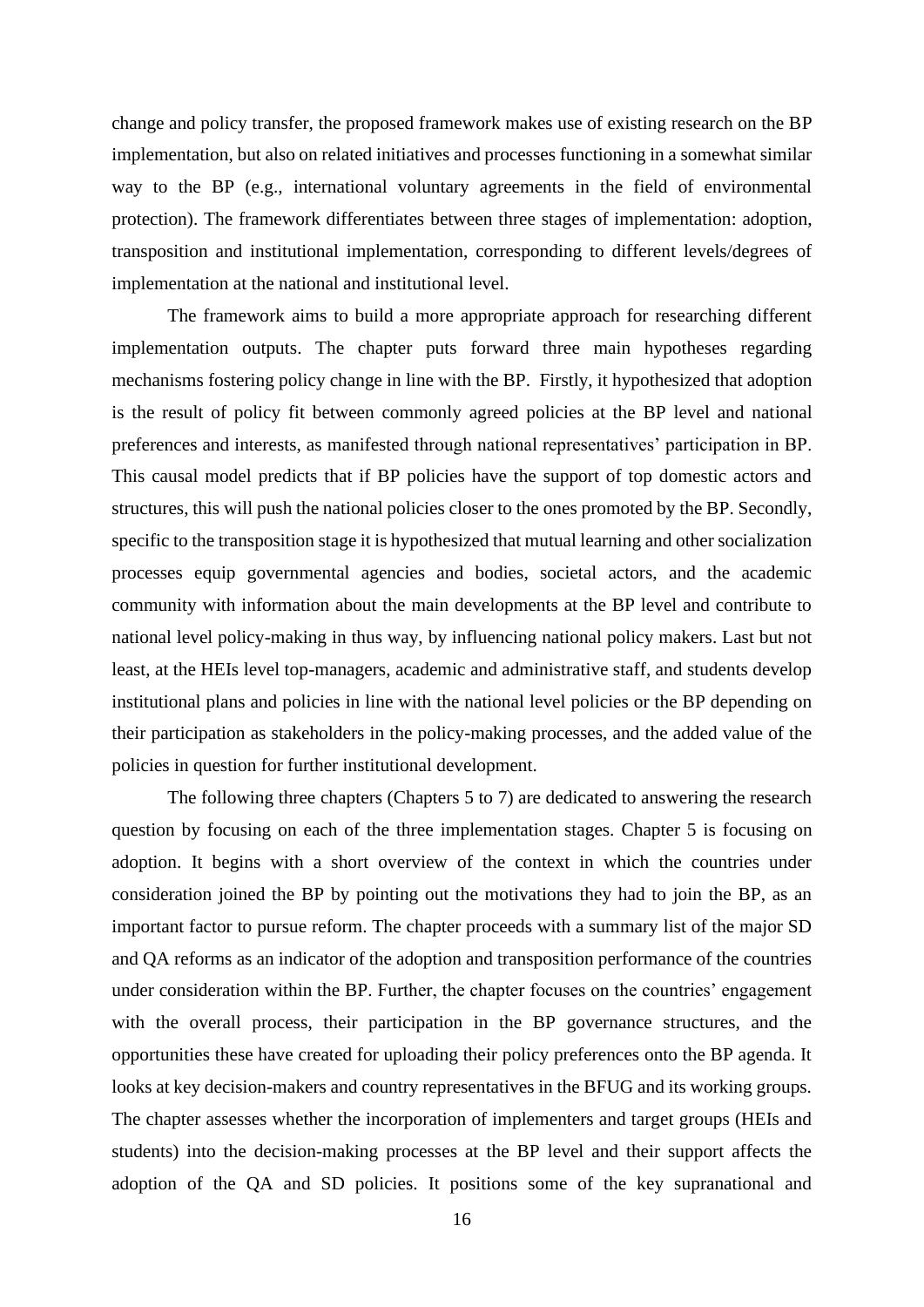change and policy transfer, the proposed framework makes use of existing research on the BP implementation, but also on related initiatives and processes functioning in a somewhat similar way to the BP (e.g., international voluntary agreements in the field of environmental protection). The framework differentiates between three stages of implementation: adoption, transposition and institutional implementation, corresponding to different levels/degrees of implementation at the national and institutional level.

The framework aims to build a more appropriate approach for researching different implementation outputs. The chapter puts forward three main hypotheses regarding mechanisms fostering policy change in line with the BP. Firstly, it hypothesized that adoption is the result of policy fit between commonly agreed policies at the BP level and national preferences and interests, as manifested through national representatives' participation in BP. This causal model predicts that if BP policies have the support of top domestic actors and structures, this will push the national policies closer to the ones promoted by the BP. Secondly, specific to the transposition stage it is hypothesized that mutual learning and other socialization processes equip governmental agencies and bodies, societal actors, and the academic community with information about the main developments at the BP level and contribute to national level policy-making in thus way, by influencing national policy makers. Last but not least, at the HEIs level top-managers, academic and administrative staff, and students develop institutional plans and policies in line with the national level policies or the BP depending on their participation as stakeholders in the policy-making processes, and the added value of the policies in question for further institutional development.

The following three chapters (Chapters 5 to 7) are dedicated to answering the research question by focusing on each of the three implementation stages. Chapter 5 is focusing on adoption. It begins with a short overview of the context in which the countries under consideration joined the BP by pointing out the motivations they had to join the BP, as an important factor to pursue reform. The chapter proceeds with a summary list of the major SD and QA reforms as an indicator of the adoption and transposition performance of the countries under consideration within the BP. Further, the chapter focuses on the countries' engagement with the overall process, their participation in the BP governance structures, and the opportunities these have created for uploading their policy preferences onto the BP agenda. It looks at key decision-makers and country representatives in the BFUG and its working groups. The chapter assesses whether the incorporation of implementers and target groups (HEIs and students) into the decision-making processes at the BP level and their support affects the adoption of the QA and SD policies. It positions some of the key supranational and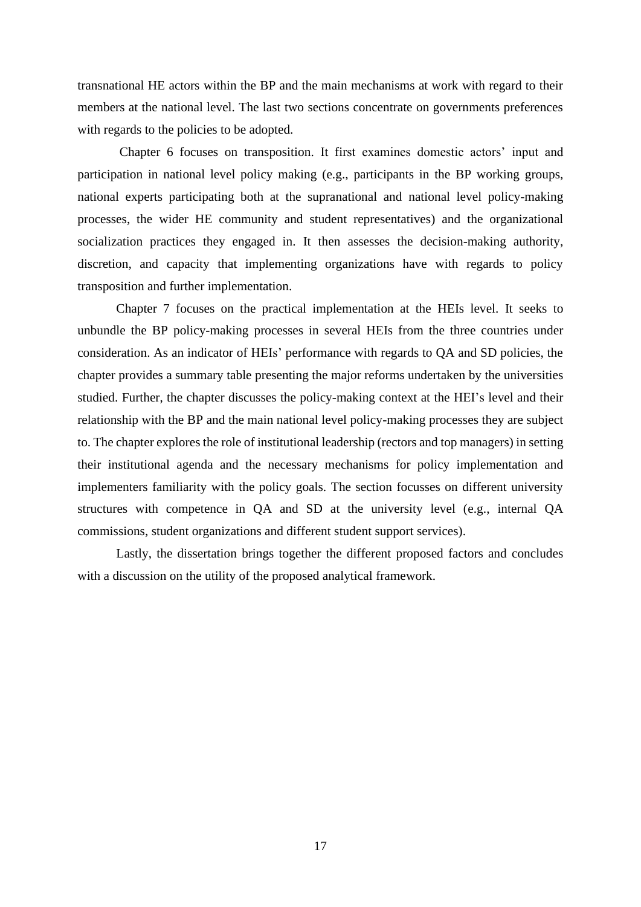transnational HE actors within the BP and the main mechanisms at work with regard to their members at the national level. The last two sections concentrate on governments preferences with regards to the policies to be adopted.

Chapter 6 focuses on transposition. It first examines domestic actors' input and participation in national level policy making (e.g., participants in the BP working groups, national experts participating both at the supranational and national level policy-making processes, the wider HE community and student representatives) and the organizational socialization practices they engaged in. It then assesses the decision-making authority, discretion, and capacity that implementing organizations have with regards to policy transposition and further implementation.

Chapter 7 focuses on the practical implementation at the HEIs level. It seeks to unbundle the BP policy-making processes in several HEIs from the three countries under consideration. As an indicator of HEIs' performance with regards to QA and SD policies, the chapter provides a summary table presenting the major reforms undertaken by the universities studied. Further, the chapter discusses the policy-making context at the HEI's level and their relationship with the BP and the main national level policy-making processes they are subject to. The chapter explores the role of institutional leadership (rectors and top managers) in setting their institutional agenda and the necessary mechanisms for policy implementation and implementers familiarity with the policy goals. The section focusses on different university structures with competence in QA and SD at the university level (e.g., internal QA commissions, student organizations and different student support services).

Lastly, the dissertation brings together the different proposed factors and concludes with a discussion on the utility of the proposed analytical framework.